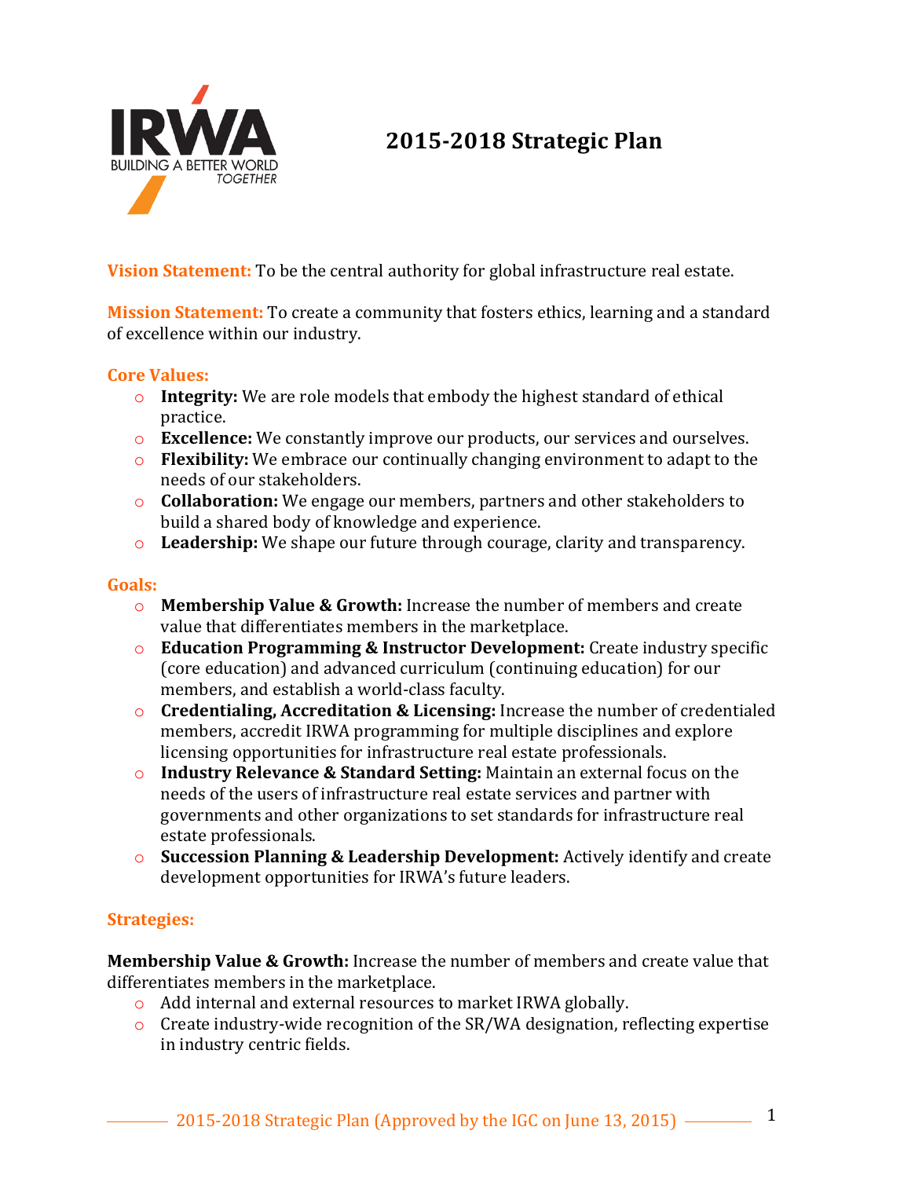# 2015-2018 Strategic Plan

**Vision Statement:** To be the central authority for global infrastructure real estate.

**Mission Statement:** To create a community that fosters ethics, learning and a standard of excellence within our industry.

## Core Values:

- **Integrity:** We are role models that embody the highest standard of ethical practice.
- **Excellence:** We constantly improve our products, our services and ourselves.
- **Flexibility:** We embrace our continually changing environment to adapt to the needs of our stakeholders.
- **Collaboration:** We engage our members, partners and other stakeholders to build a shared body of knowledge and experience.
- **Leadership:** We shape our future through courage, clarity and transparency.

## Goals:

- **Membership Value & Growth:** Increase the number of members and create value that differentiates members in the marketplace.
- **Education Programming & Instructor Development:** Create industry specific (core education) and advanced curriculum (continuing education) for our members, and establish a world-class faculty.
- **Credentialing, Accreditation & Licensing:** Increase the number of credentialed members, accredit IRWA programming for multiple disciplines and explore licensing opportunities for infrastructure real estate professionals.
- **Industry Relevance & Standard Setting:** Maintain an external focus on the needs of the users of infrastructure real estate services and partner with governments and other organizations to set standards for infrastructure real estate professionals.
- **Succession Planning & Leadership Development:** Actively identify and create development opportunities for IRWA's future leaders.

## Strategies:

**Membership Value & Growth:** Increase the number of members and create value that differentiates members in the marketplace.

- Add internal and external resources to market IRWA globally.
- Create industry-wide recognition of the SR/WA designation, reflecting expertise in industry centric fields.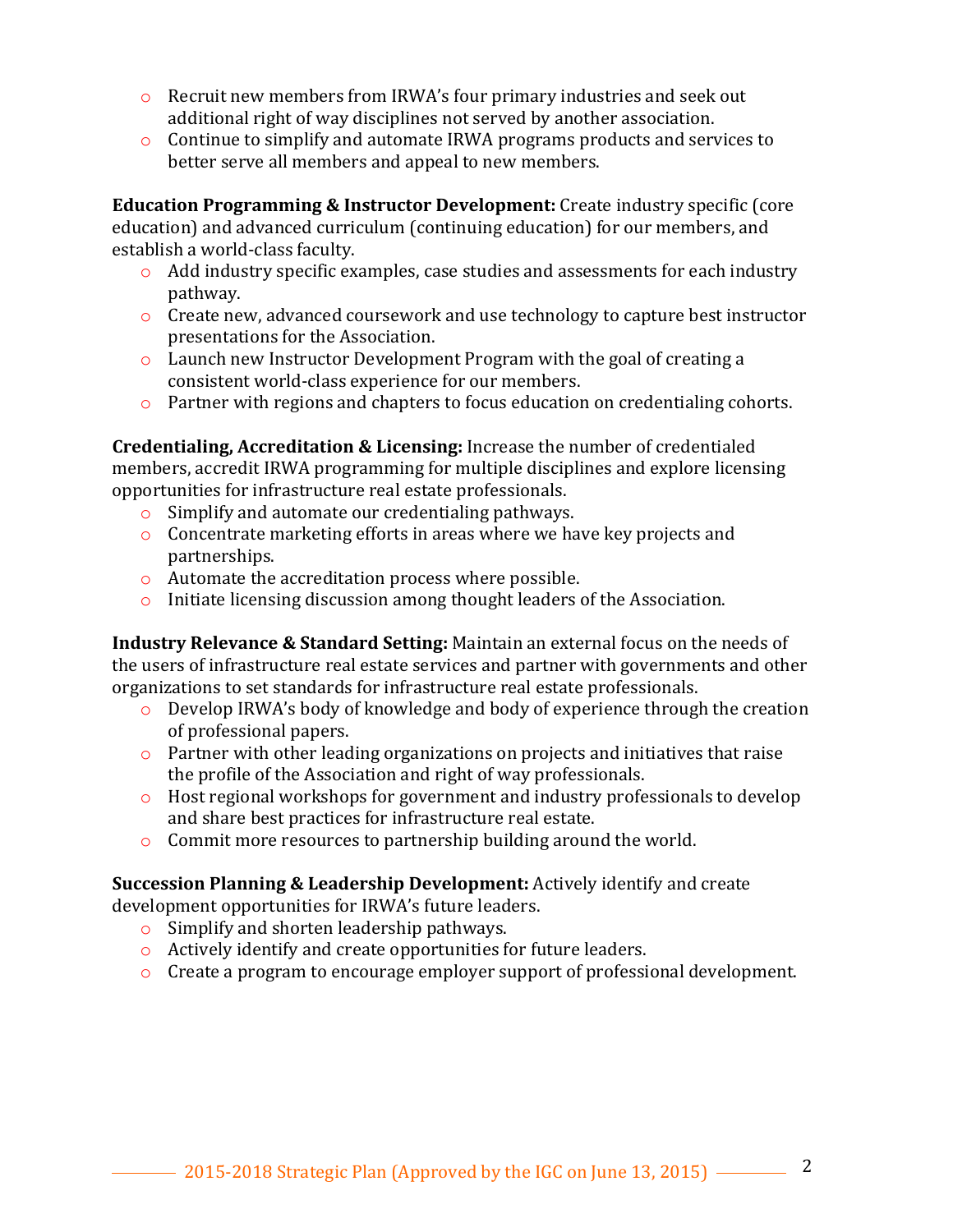- Recruit new members from IRWA's four primary industries and seek out additional right of way disciplines not served by another association.
- Continue to simplify and automate IRWA programs products and services to better serve all members and appeal to new members.

**Education Programming & Instructor Development:** Create industry specific (core education) and advanced curriculum (continuing education) for our members, and establish a world-class faculty.

- Add industry specific examples, case studies and assessments for each industry pathway.
- Create new, advanced coursework and use technology to capture best instructor presentations for the Association.
- Launch new Instructor Development Program with the goal of creating a consistent world-class experience for our members.
- Partner with regions and chapters to focus education on credentialing cohorts.

**Credentialing, Accreditation & Licensing:** Increase the number of credentialed members, accredit IRWA programming for multiple disciplines and explore licensing opportunities for infrastructure real estate professionals.

- Simplify and automate our credentialing pathways.
- Concentrate marketing efforts in areas where we have key projects and partnerships.
- Automate the accreditation process where possible.
- Initiate licensing discussion among thought leaders of the Association.

**Industry Relevance & Standard Setting:** Maintain an external focus on the needs of the users of infrastructure real estate services and partner with governments and other organizations to set standards for infrastructure real estate professionals.

- Develop IRWA's body of knowledge and body of experience through the creation of professional papers.
- Partner with other leading organizations on projects and initiatives that raise the profile of the Association and right of way professionals.
- Host regional workshops for government and industry professionals to develop and share best practices for infrastructure real estate.
- Commit more resources to partnership building around the world.

**Succession Planning & Leadership Development:** Actively identify and create development opportunities for IRWA's future leaders.

- Simplify and shorten leadership pathways.
- Actively identify and create opportunities for future leaders.
- Create a program to encourage employer support of professional development.